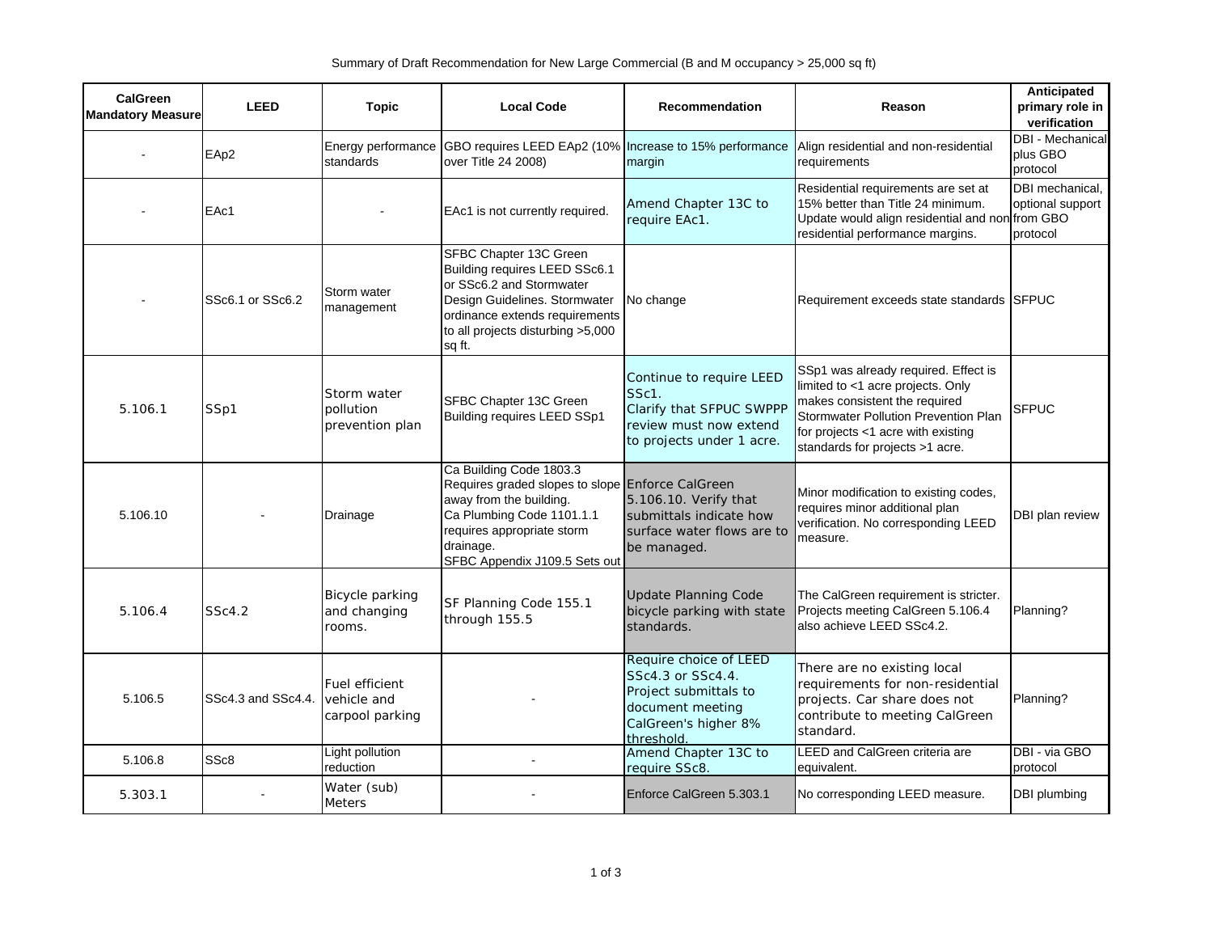Summary of Draft Recommendation for New Large Commercial (B and M occupancy > 25,000 sq ft)

| CalGreen Mandatory Measure | LEED | Topic | Local Code | Recommendation | Reason | Anticipated primary role in verification |
|---|---|---|---|---|---|---|
| - | EAp2 | Energy performance standards | GBO requires LEED EAp2 (10% over Title 24 2008) | Increase to 15% performance margin | Align residential and non-residential requirements | DBI - Mechanical plus GBO protocol |
| - | EAc1 | - | EAc1 is not currently required. | Amend Chapter 13C to require EAc1. | Residential requirements are set at 15% better than Title 24 minimum. Update would align residential and non residential performance margins. | DBI mechanical, optional support from GBO protocol |
| - | SSc6.1 or SSc6.2 | Storm water management | SFBC Chapter 13C Green Building requires LEED SSc6.1 or SSc6.2 and Stormwater Design Guidelines. Stormwater ordinance extends requirements to all projects disturbing >5,000 sq ft. | No change | Requirement exceeds state standards | SFPUC |
| 5.106.1 | SSp1 | Storm water pollution prevention plan | SFBC Chapter 13C Green Building requires LEED SSp1 | Continue to require LEED SSc1. Clarify that SFPUC SWPPP review must now extend to projects under 1 acre. | SSp1 was already required. Effect is limited to <1 acre projects. Only makes consistent the required Stormwater Pollution Prevention Plan for projects <1 acre with existing standards for projects >1 acre. | SFPUC |
| 5.106.10 | - | Drainage | Ca Building Code 1803.3 Requires graded slopes to slope away from the building. Ca Plumbing Code 1101.1.1 requires appropriate storm drainage. SFBC Appendix J109.5 Sets out | Enforce CalGreen 5.106.10. Verify that submittals indicate how surface water flows are to be managed. | Minor modification to existing codes, requires minor additional plan verification. No corresponding LEED measure. | DBI plan review |
| 5.106.4 | SSc4.2 | Bicycle parking and changing rooms. | SF Planning Code 155.1 through 155.5 | Update Planning Code bicycle parking with state standards. | The CalGreen requirement is stricter. Projects meeting CalGreen 5.106.4 also achieve LEED SSc4.2. | Planning? |
| 5.106.5 | SSc4.3 and SSc4.4. | Fuel efficient vehicle and carpool parking | - | Require choice of LEED SSc4.3 or SSc4.4. Project submittals to document meeting CalGreen's higher 8% threshold. | There are no existing local requirements for non-residential projects. Car share does not contribute to meeting CalGreen standard. | Planning? |
| 5.106.8 | SSc8 | Light pollution reduction | - | Amend Chapter 13C to require SSc8. | LEED and CalGreen criteria are equivalent. | DBI - via GBO protocol |
| 5.303.1 | - | Water (sub) Meters | - | Enforce CalGreen 5.303.1 | No corresponding LEED measure. | DBI plumbing |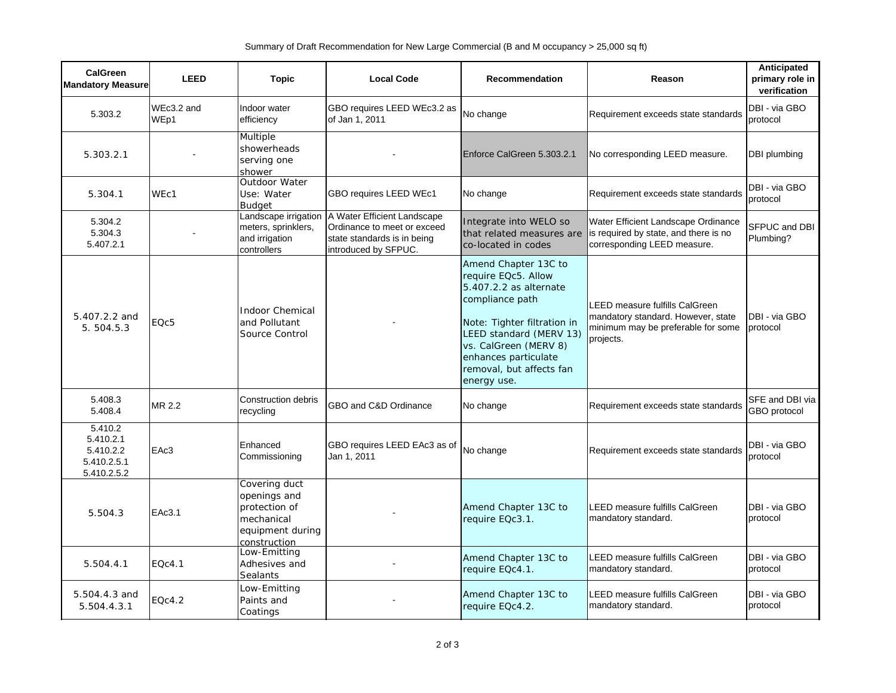Summary of Draft Recommendation for New Large Commercial (B and M occupancy > 25,000 sq ft)

| CalGreen Mandatory Measure | LEED | Topic | Local Code | Recommendation | Reason | Anticipated primary role in verification |
|---|---|---|---|---|---|---|
| 5.303.2 | WEc3.2 and WEp1 | Indoor water efficiency | GBO requires LEED WEc3.2 as of Jan 1, 2011 | No change | Requirement exceeds state standards | DBI - via GBO protocol |
| 5.303.2.1 | - | Multiple showerheads serving one shower | - | Enforce CalGreen 5.303.2.1 | No corresponding LEED measure. | DBI plumbing |
| 5.304.1 | WEc1 | Outdoor Water Use: Water Budget | GBO requires LEED WEc1 | No change | Requirement exceeds state standards | DBI - via GBO protocol |
| 5.304.2<br>5.304.3<br>5.407.2.1 | - | Landscape irrigation meters, sprinklers, and irrigation controllers | A Water Efficient Landscape Ordinance to meet or exceed state standards is in being introduced by SFPUC. | Integrate into WELO so that related measures are co-located in codes | Water Efficient Landscape Ordinance is required by state, and there is no corresponding LEED measure. | SFPUC and DBI Plumbing? |
| 5.407.2.2 and 5. 504.5.3 | EQc5 | Indoor Chemical and Pollutant Source Control | - | Amend Chapter 13C to require EQc5. Allow 5.407.2.2 as alternate compliance path<br><br>Note: Tighter filtration in LEED standard (MERV 13) vs. CalGreen (MERV 8) enhances particulate removal, but affects fan energy use. | LEED measure fulfills CalGreen mandatory standard. However, state minimum may be preferable for some projects. | DBI - via GBO protocol |
| 5.408.3<br>5.408.4 | MR 2.2 | Construction debris recycling | GBO and C&D Ordinance | No change | Requirement exceeds state standards | SFE and DBI via GBO protocol |
| 5.410.2<br>5.410.2.1<br>5.410.2.2<br>5.410.2.5.1<br>5.410.2.5.2 | EAc3 | Enhanced Commissioning | GBO requires LEED EAc3 as of Jan 1, 2011 | No change | Requirement exceeds state standards | DBI - via GBO protocol |
| 5.504.3 | EAc3.1 | Covering duct openings and protection of mechanical equipment during construction | - | Amend Chapter 13C to require EQc3.1. | LEED measure fulfills CalGreen mandatory standard. | DBI - via GBO protocol |
| 5.504.4.1 | EQc4.1 | Low-Emitting Adhesives and Sealants | - | Amend Chapter 13C to require EQc4.1. | LEED measure fulfills CalGreen mandatory standard. | DBI - via GBO protocol |
| 5.504.4.3 and 5.504.4.3.1 | EQc4.2 | Low-Emitting Paints and Coatings | - | Amend Chapter 13C to require EQc4.2. | LEED measure fulfills CalGreen mandatory standard. | DBI - via GBO protocol |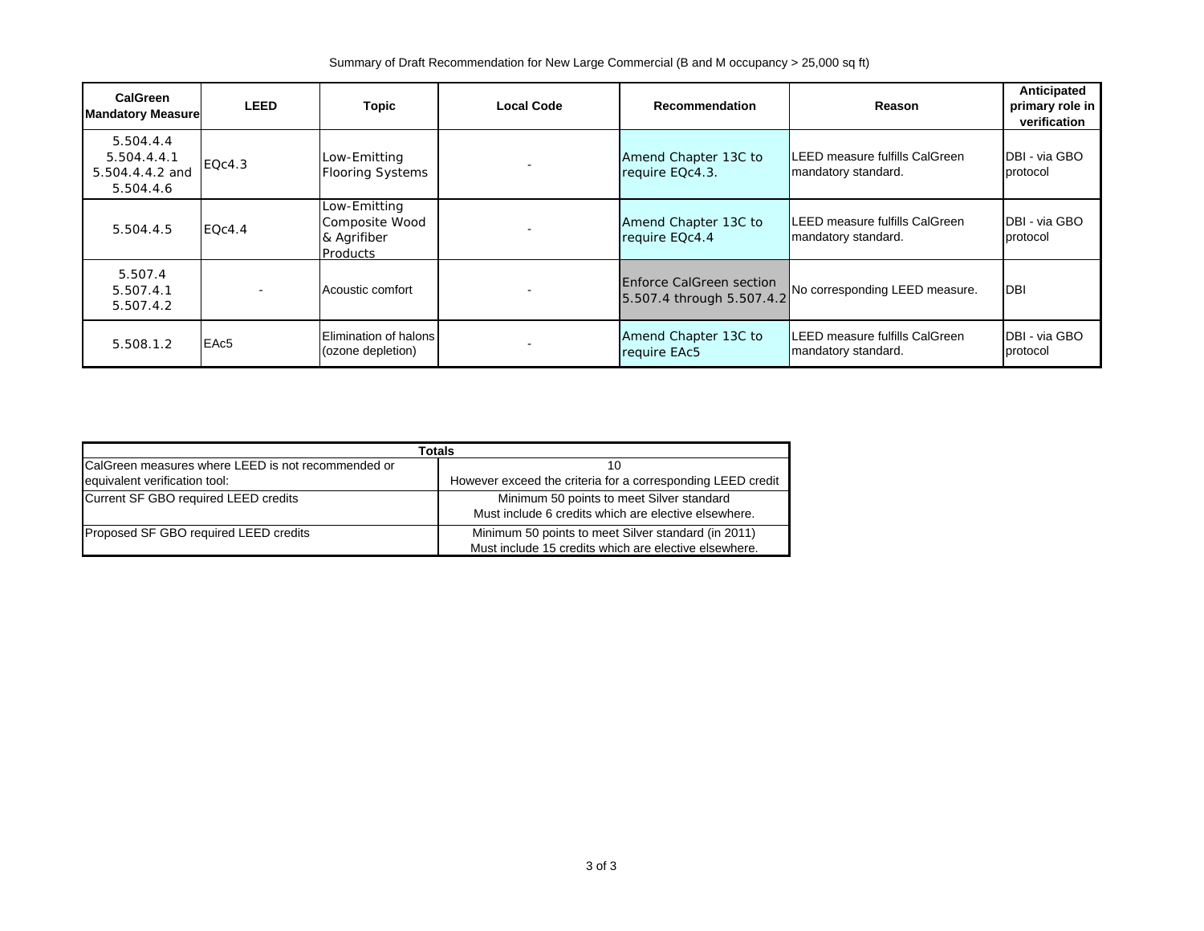Summary of Draft Recommendation for New Large Commercial (B and M occupancy > 25,000 sq ft)

| CalGreen Mandatory Measure | LEED | Topic | Local Code | Recommendation | Reason | Anticipated primary role in verification |
|---|---|---|---|---|---|---|
| 5.504.4.4 5.504.4.4.1 5.504.4.4.2 and 5.504.4.6 | EQc4.3 | Low-Emitting Flooring Systems | - | Amend Chapter 13C to require EQc4.3. | LEED measure fulfills CalGreen mandatory standard. | DBI - via GBO protocol |
| 5.504.4.5 | EQc4.4 | Low-Emitting Composite Wood & Agrifiber Products | - | Amend Chapter 13C to require EQc4.4 | LEED measure fulfills CalGreen mandatory standard. | DBI - via GBO protocol |
| 5.507.4 5.507.4.1 5.507.4.2 | - | Acoustic comfort | - | Enforce CalGreen section 5.507.4 through 5.507.4.2 | No corresponding LEED measure. | DBI |
| 5.508.1.2 | EAc5 | Elimination of halons (ozone depletion) | - | Amend Chapter 13C to require EAc5 | LEED measure fulfills CalGreen mandatory standard. | DBI - via GBO protocol |

| Totals | |
|---|---|
| CalGreen measures where LEED is not recommended or equivalent verification tool: | 10<br>However exceed the criteria for a corresponding LEED credit |
| Current SF GBO required LEED credits | Minimum 50 points to meet Silver standard<br>Must include 6 credits which are elective elsewhere. |
| Proposed SF GBO required LEED credits | Minimum 50 points to meet Silver standard (in 2011)<br>Must include 15 credits which are elective elsewhere. |